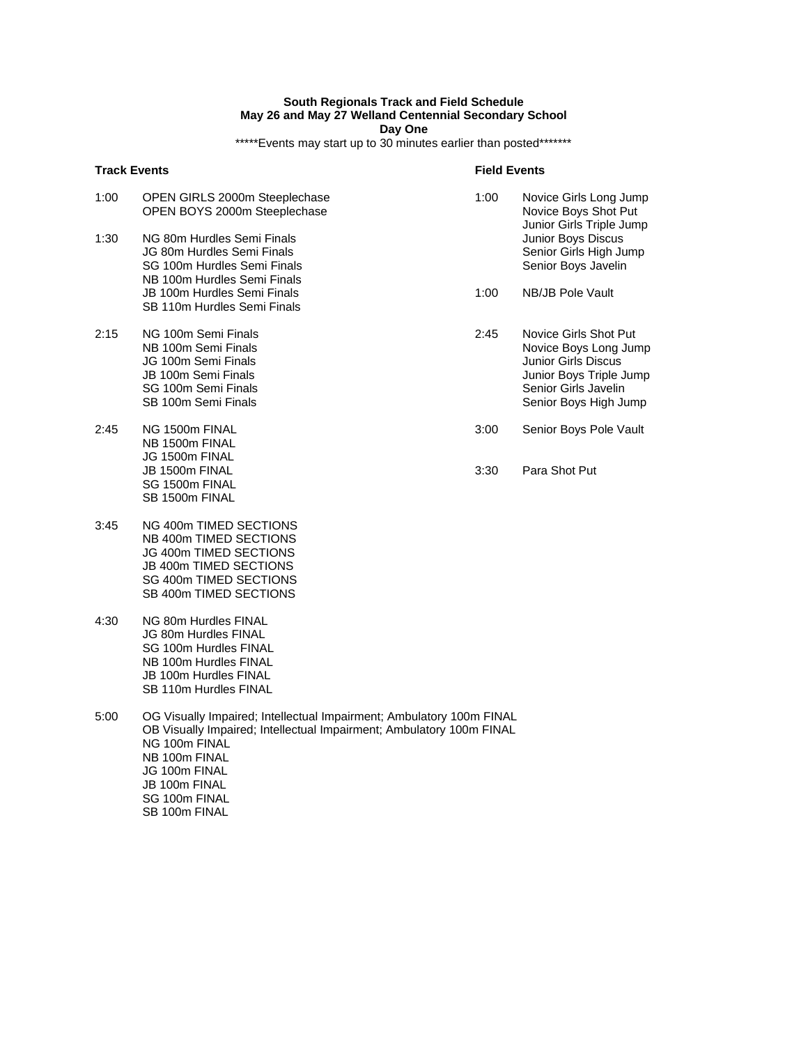**South Regionals Track and Field Schedule**
**May 26 and May 27 Welland Centennial Secondary School**
**Day One**

*****Events may start up to 30 minutes earlier than posted*******

### Track Events

| Time | Event |
|---|---|
| 1:00 | OPEN GIRLS 2000m Steeplechase |
| | OPEN BOYS 2000m Steeplechase |
| 1:30 | NG 80m Hurdles Semi Finals |
| | JG 80m Hurdles Semi Finals |
| | SG 100m Hurdles Semi Finals |
| | NB 100m Hurdles Semi Finals |
| | JB 100m Hurdles Semi Finals |
| | SB 110m Hurdles Semi Finals |
| 2:15 | NG 100m Semi Finals |
| | NB 100m Semi Finals |
| | JG 100m Semi Finals |
| | JB 100m Semi Finals |
| | SG 100m Semi Finals |
| | SB 100m Semi Finals |
| 2:45 | NG 1500m FINAL |
| | NB 1500m FINAL |
| | JG 1500m FINAL |
| | JB 1500m FINAL |
| | SG 1500m FINAL |
| | SB 1500m FINAL |
| 3:45 | NG 400m TIMED SECTIONS |
| | NB 400m TIMED SECTIONS |
| | JG 400m TIMED SECTIONS |
| | JB 400m TIMED SECTIONS |
| | SG 400m TIMED SECTIONS |
| | SB 400m TIMED SECTIONS |
| 4:30 | NG 80m Hurdles FINAL |
| | JG 80m Hurdles FINAL |
| | SG 100m Hurdles FINAL |
| | NB 100m Hurdles FINAL |
| | JB 100m Hurdles FINAL |
| | SB 110m Hurdles FINAL |
| 5:00 | OG Visually Impaired; Intellectual Impairment; Ambulatory 100m FINAL |
| | OB Visually Impaired; Intellectual Impairment; Ambulatory 100m FINAL |
| | NG 100m FINAL |
| | NB 100m FINAL |
| | JG 100m FINAL |
| | JB 100m FINAL |
| | SG 100m FINAL |
| | SB 100m FINAL |

### Field Events

| Time | Event |
|---|---|
| 1:00 | Novice Girls Long Jump |
| | Novice Boys Shot Put |
| | Junior Girls Triple Jump |
| | Junior Boys Discus |
| | Senior Girls High Jump |
| | Senior Boys Javelin |
| 1:00 | NB/JB Pole Vault |
| 2:45 | Novice Girls Shot Put |
| | Novice Boys Long Jump |
| | Junior Girls Discus |
| | Junior Boys Triple Jump |
| | Senior Girls Javelin |
| | Senior Boys High Jump |
| 3:00 | Senior Boys Pole Vault |
| 3:30 | Para Shot Put |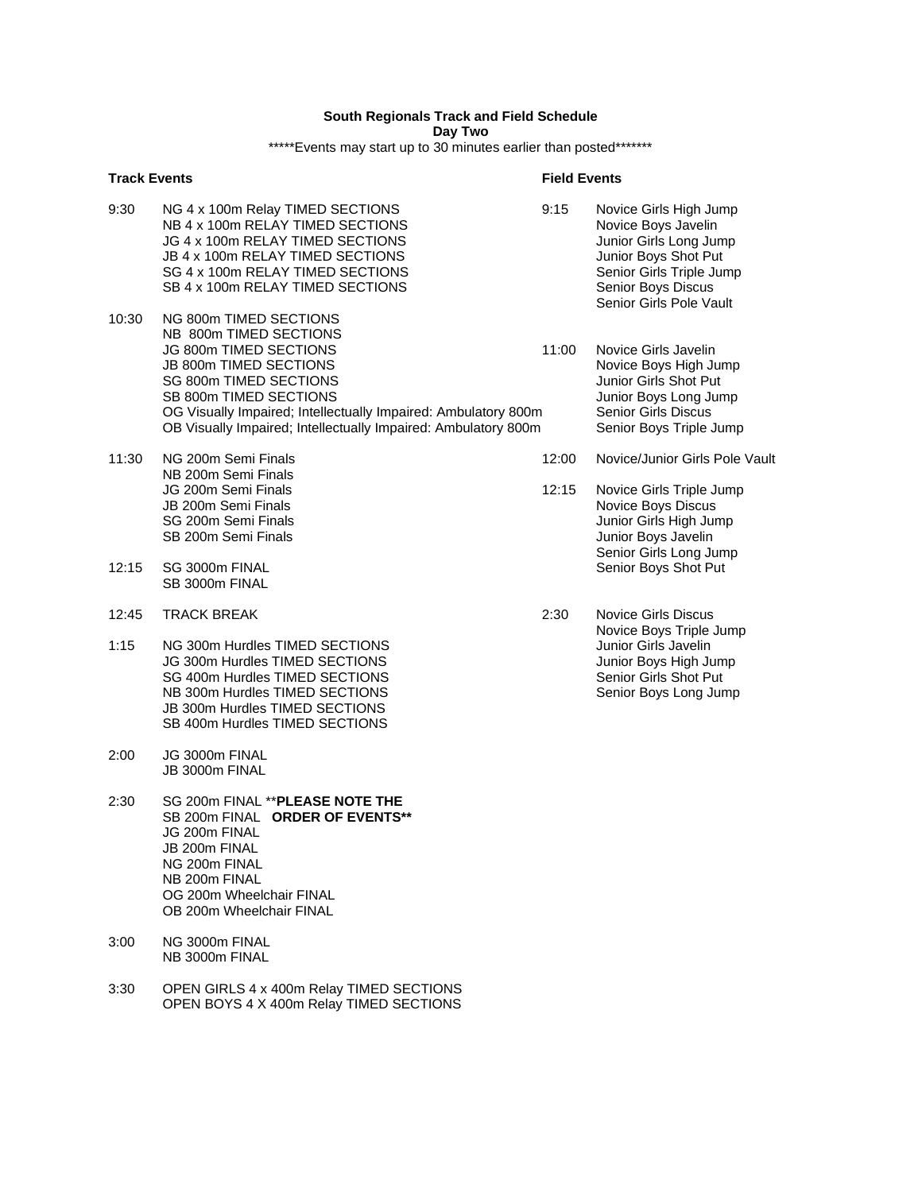**South Regionals Track and Field Schedule**
**Day Two**
*****Events may start up to 30 minutes earlier than posted*******

**Track Events**

9:30
NG 4 x 100m Relay TIMED SECTIONS
NB 4 x 100m RELAY TIMED SECTIONS
JG 4 x 100m RELAY TIMED SECTIONS
JB 4 x 100m RELAY TIMED SECTIONS
SG 4 x 100m RELAY TIMED SECTIONS
SB 4 x 100m RELAY TIMED SECTIONS

10:30
NG 800m TIMED SECTIONS
NB 800m TIMED SECTIONS
JG 800m TIMED SECTIONS
JB 800m TIMED SECTIONS
SG 800m TIMED SECTIONS
SB 800m TIMED SECTIONS
OG Visually Impaired; Intellectually Impaired: Ambulatory 800m
OB Visually Impaired; Intellectually Impaired: Ambulatory 800m

11:30
NG 200m Semi Finals
NB 200m Semi Finals
JG 200m Semi Finals
JB 200m Semi Finals
SG 200m Semi Finals
SB 200m Semi Finals

12:15
SG 3000m FINAL
SB 3000m FINAL

12:45
TRACK BREAK

1:15
NG 300m Hurdles TIMED SECTIONS
JG 300m Hurdles TIMED SECTIONS
SG 400m Hurdles TIMED SECTIONS
NB 300m Hurdles TIMED SECTIONS
JB 300m Hurdles TIMED SECTIONS
SB 400m Hurdles TIMED SECTIONS

2:00
JG 3000m FINAL
JB 3000m FINAL

2:30
SG 200m FINAL **PLEASE NOTE THE ORDER OF EVENTS**
SB 200m FINAL
JG 200m FINAL
JB 200m FINAL
NG 200m FINAL
NB 200m FINAL
OG 200m Wheelchair FINAL
OB 200m Wheelchair FINAL

3:00
NG 3000m FINAL
NB 3000m FINAL

3:30
OPEN GIRLS 4 x 400m Relay TIMED SECTIONS
OPEN BOYS 4 X 400m Relay TIMED SECTIONS

**Field Events**

9:15
Novice Girls High Jump
Novice Boys Javelin
Junior Girls Long Jump
Junior Boys Shot Put
Senior Girls Triple Jump
Senior Boys Discus
Senior Girls Pole Vault

11:00
Novice Girls Javelin
Novice Boys High Jump
Junior Girls Shot Put
Junior Boys Long Jump
Senior Girls Discus
Senior Boys Triple Jump

12:00
Novice/Junior Girls Pole Vault

12:15
Novice Girls Triple Jump
Novice Boys Discus
Junior Girls High Jump
Junior Boys Javelin
Senior Girls Long Jump
Senior Boys Shot Put

2:30
Novice Girls Discus
Novice Boys Triple Jump
Junior Girls Javelin
Junior Boys High Jump
Senior Girls Shot Put
Senior Boys Long Jump